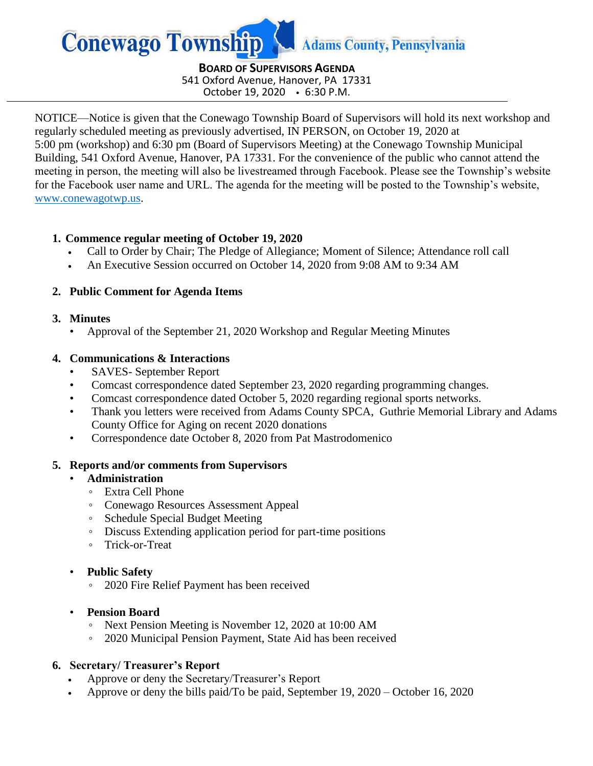# Conewago Township Adams County, Pennsylvania

**BOARD OF SUPERVISORS AGENDA**
541 Oxford Avenue, Hanover, PA 17331
October 19, 2020 • 6:30 P.M.

---

NOTICE—Notice is given that the Conewago Township Board of Supervisors will hold its next workshop and regularly scheduled meeting as previously advertised, IN PERSON, on October 19, 2020 at 5:00 pm (workshop) and 6:30 pm (Board of Supervisors Meeting) at the Conewago Township Municipal Building, 541 Oxford Avenue, Hanover, PA 17331. For the convenience of the public who cannot attend the meeting in person, the meeting will also be livestreamed through Facebook. Please see the Township's website for the Facebook user name and URL. The agenda for the meeting will be posted to the Township's website, www.conewagotwp.us.

1. **Commence regular meeting of October 19, 2020**
   - Call to Order by Chair; The Pledge of Allegiance; Moment of Silence; Attendance roll call
   - An Executive Session occurred on October 14, 2020 from 9:08 AM to 9:34 AM

2. **Public Comment for Agenda Items**

3. **Minutes**
   - Approval of the September 21, 2020 Workshop and Regular Meeting Minutes

4. **Communications & Interactions**
   - SAVES- September Report
   - Comcast correspondence dated September 23, 2020 regarding programming changes.
   - Comcast correspondence dated October 5, 2020 regarding regional sports networks.
   - Thank you letters were received from Adams County SPCA, Guthrie Memorial Library and Adams County Office for Aging on recent 2020 donations
   - Correspondence date October 8, 2020 from Pat Mastrodomenico

5. **Reports and/or comments from Supervisors**
   - **Administration**
     - Extra Cell Phone
     - Conewago Resources Assessment Appeal
     - Schedule Special Budget Meeting
     - Discuss Extending application period for part-time positions
     - Trick-or-Treat
   - **Public Safety**
     - 2020 Fire Relief Payment has been received
   - **Pension Board**
     - Next Pension Meeting is November 12, 2020 at 10:00 AM
     - 2020 Municipal Pension Payment, State Aid has been received

6. **Secretary/ Treasurer's Report**
   - Approve or deny the Secretary/Treasurer's Report
   - Approve or deny the bills paid/To be paid, September 19, 2020 – October 16, 2020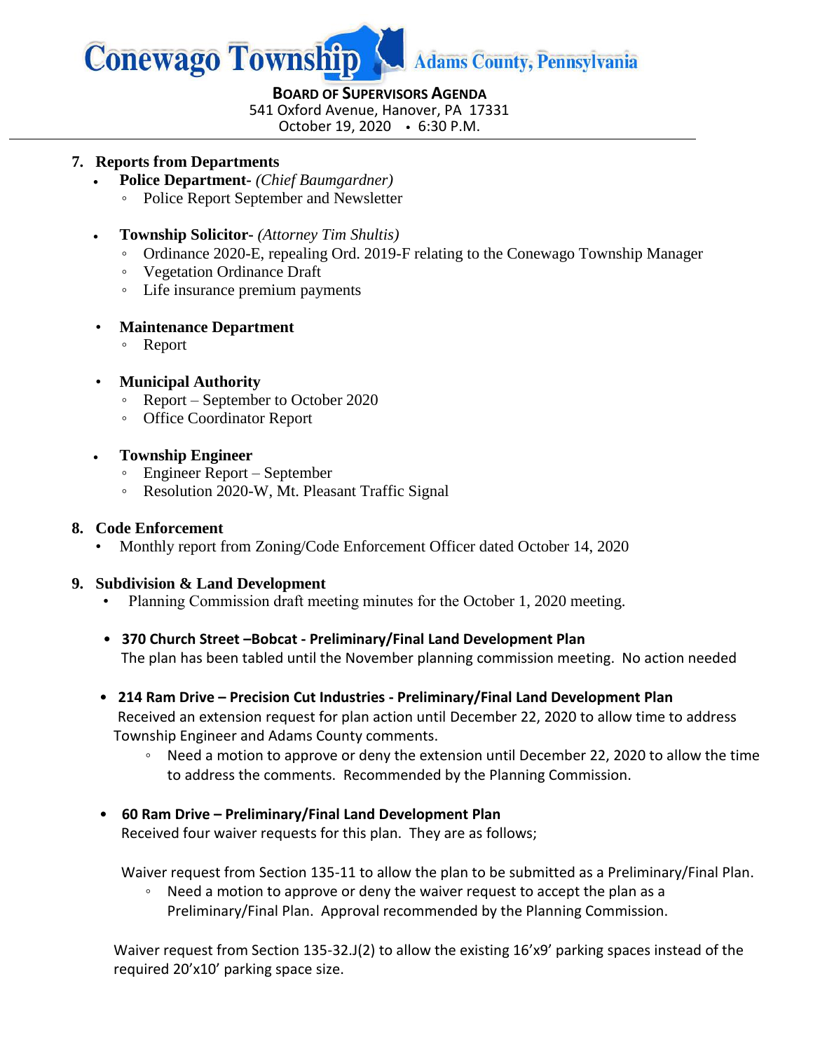# Conewago Township Adams County, Pennsylvania

**BOARD OF SUPERVISORS AGENDA**
541 Oxford Avenue, Hanover, PA 17331
October 19, 2020 • 6:30 P.M.

7. **Reports from Departments**
   - **Police Department-** *(Chief Baumgardner)*
     - Police Report September and Newsletter
   - **Township Solicitor-** *(Attorney Tim Shultis)*
     - Ordinance 2020-E, repealing Ord. 2019-F relating to the Conewago Township Manager
     - Vegetation Ordinance Draft
     - Life insurance premium payments
   - **Maintenance Department**
     - Report
   - **Municipal Authority**
     - Report – September to October 2020
     - Office Coordinator Report
   - **Township Engineer**
     - Engineer Report – September
     - Resolution 2020-W, Mt. Pleasant Traffic Signal

8. **Code Enforcement**
   - Monthly report from Zoning/Code Enforcement Officer dated October 14, 2020

9. **Subdivision & Land Development**
   - Planning Commission draft meeting minutes for the October 1, 2020 meeting.
   - **370 Church Street –Bobcat - Preliminary/Final Land Development Plan**
     The plan has been tabled until the November planning commission meeting. No action needed
   - **214 Ram Drive – Precision Cut Industries - Preliminary/Final Land Development Plan**
     Received an extension request for plan action until December 22, 2020 to allow time to address Township Engineer and Adams County comments.
     - Need a motion to approve or deny the extension until December 22, 2020 to allow the time to address the comments. Recommended by the Planning Commission.
   - **60 Ram Drive – Preliminary/Final Land Development Plan**
     Received four waiver requests for this plan. They are as follows;

     Waiver request from Section 135-11 to allow the plan to be submitted as a Preliminary/Final Plan.
     - Need a motion to approve or deny the waiver request to accept the plan as a Preliminary/Final Plan. Approval recommended by the Planning Commission.

     Waiver request from Section 135-32.J(2) to allow the existing 16'x9' parking spaces instead of the required 20'x10' parking space size.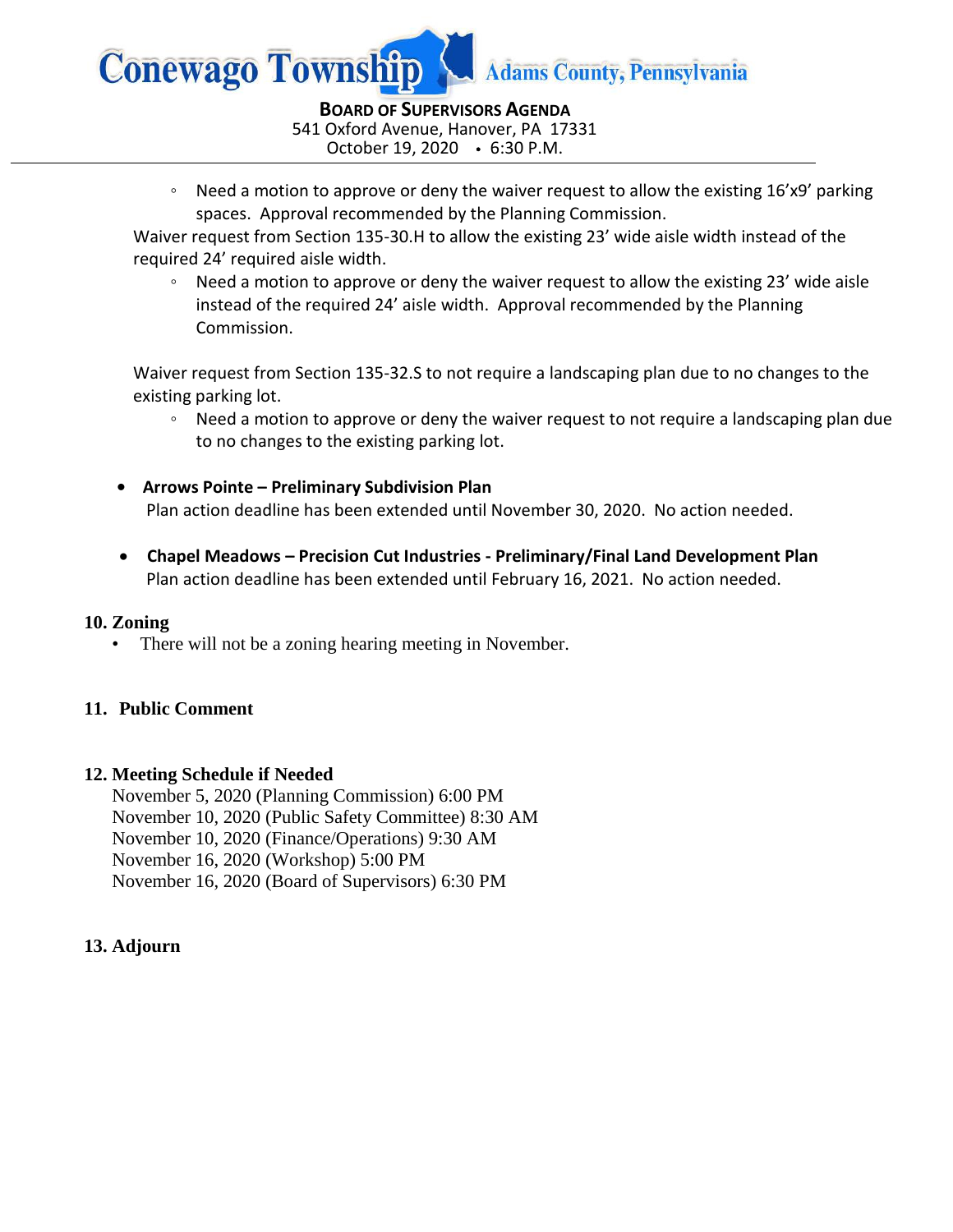- Need a motion to approve or deny the waiver request to allow the existing 16'x9' parking spaces. Approval recommended by the Planning Commission.

Waiver request from Section 135-30.H to allow the existing 23' wide aisle width instead of the required 24' required aisle width.

- Need a motion to approve or deny the waiver request to allow the existing 23' wide aisle instead of the required 24' aisle width. Approval recommended by the Planning Commission.

Waiver request from Section 135-32.S to not require a landscaping plan due to no changes to the existing parking lot.

- Need a motion to approve or deny the waiver request to not require a landscaping plan due to no changes to the existing parking lot.

- **Arrows Pointe – Preliminary Subdivision Plan**
  Plan action deadline has been extended until November 30, 2020. No action needed.

- **Chapel Meadows – Precision Cut Industries - Preliminary/Final Land Development Plan**
  Plan action deadline has been extended until February 16, 2021. No action needed.

**10. Zoning**

- There will not be a zoning hearing meeting in November.

**11. Public Comment**

**12. Meeting Schedule if Needed**

November 5, 2020 (Planning Commission) 6:00 PM
November 10, 2020 (Public Safety Committee) 8:30 AM
November 10, 2020 (Finance/Operations) 9:30 AM
November 16, 2020 (Workshop) 5:00 PM
November 16, 2020 (Board of Supervisors) 6:30 PM

**13. Adjourn**